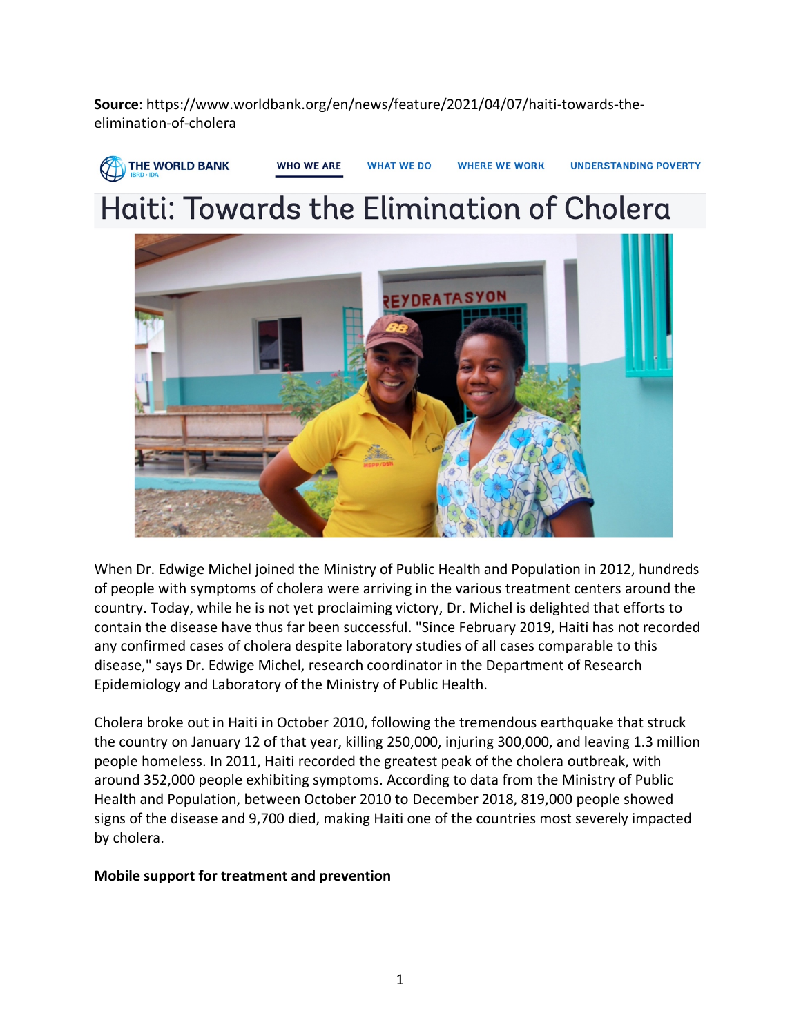**Source**: https://www.worldbank.org/en/news/feature/2021/04/07/haiti-towards-the-elimination-of-cholera

THE WORLD BANK IBRD • IDA | WHO WE ARE | WHAT WE DO | WHERE WE WORK | UNDERSTANDING POVERTY

# Haiti: Towards the Elimination of Cholera

When Dr. Edwige Michel joined the Ministry of Public Health and Population in 2012, hundreds of people with symptoms of cholera were arriving in the various treatment centers around the country. Today, while he is not yet proclaiming victory, Dr. Michel is delighted that efforts to contain the disease have thus far been successful. "Since February 2019, Haiti has not recorded any confirmed cases of cholera despite laboratory studies of all cases comparable to this disease," says Dr. Edwige Michel, research coordinator in the Department of Research Epidemiology and Laboratory of the Ministry of Public Health.

Cholera broke out in Haiti in October 2010, following the tremendous earthquake that struck the country on January 12 of that year, killing 250,000, injuring 300,000, and leaving 1.3 million people homeless. In 2011, Haiti recorded the greatest peak of the cholera outbreak, with around 352,000 people exhibiting symptoms. According to data from the Ministry of Public Health and Population, between October 2010 to December 2018, 819,000 people showed signs of the disease and 9,700 died, making Haiti one of the countries most severely impacted by cholera.

**Mobile support for treatment and prevention**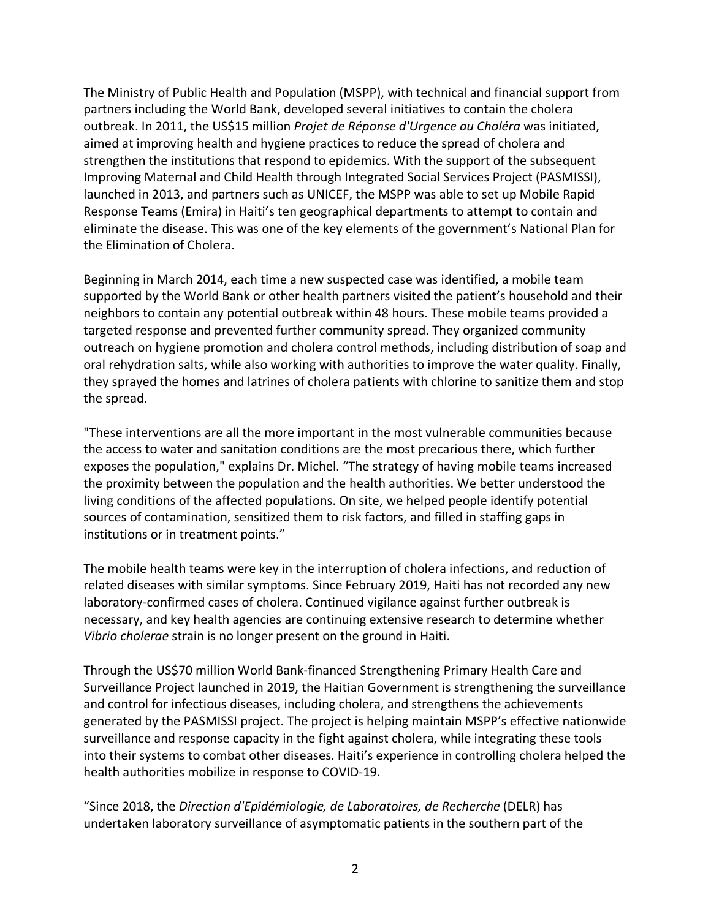The Ministry of Public Health and Population (MSPP), with technical and financial support from partners including the World Bank, developed several initiatives to contain the cholera outbreak. In 2011, the US$15 million *Projet de Réponse d'Urgence au Choléra* was initiated, aimed at improving health and hygiene practices to reduce the spread of cholera and strengthen the institutions that respond to epidemics. With the support of the subsequent Improving Maternal and Child Health through Integrated Social Services Project (PASMISSI), launched in 2013, and partners such as UNICEF, the MSPP was able to set up Mobile Rapid Response Teams (Emira) in Haiti's ten geographical departments to attempt to contain and eliminate the disease. This was one of the key elements of the government's National Plan for the Elimination of Cholera.

Beginning in March 2014, each time a new suspected case was identified, a mobile team supported by the World Bank or other health partners visited the patient's household and their neighbors to contain any potential outbreak within 48 hours. These mobile teams provided a targeted response and prevented further community spread. They organized community outreach on hygiene promotion and cholera control methods, including distribution of soap and oral rehydration salts, while also working with authorities to improve the water quality. Finally, they sprayed the homes and latrines of cholera patients with chlorine to sanitize them and stop the spread.

"These interventions are all the more important in the most vulnerable communities because the access to water and sanitation conditions are the most precarious there, which further exposes the population," explains Dr. Michel. "The strategy of having mobile teams increased the proximity between the population and the health authorities. We better understood the living conditions of the affected populations. On site, we helped people identify potential sources of contamination, sensitized them to risk factors, and filled in staffing gaps in institutions or in treatment points."

The mobile health teams were key in the interruption of cholera infections, and reduction of related diseases with similar symptoms. Since February 2019, Haiti has not recorded any new laboratory-confirmed cases of cholera. Continued vigilance against further outbreak is necessary, and key health agencies are continuing extensive research to determine whether *Vibrio cholerae* strain is no longer present on the ground in Haiti.

Through the US$70 million World Bank-financed Strengthening Primary Health Care and Surveillance Project launched in 2019, the Haitian Government is strengthening the surveillance and control for infectious diseases, including cholera, and strengthens the achievements generated by the PASMISSI project. The project is helping maintain MSPP's effective nationwide surveillance and response capacity in the fight against cholera, while integrating these tools into their systems to combat other diseases. Haiti's experience in controlling cholera helped the health authorities mobilize in response to COVID-19.

"Since 2018, the *Direction d'Epidémiologie, de Laboratoires, de Recherche* (DELR) has undertaken laboratory surveillance of asymptomatic patients in the southern part of the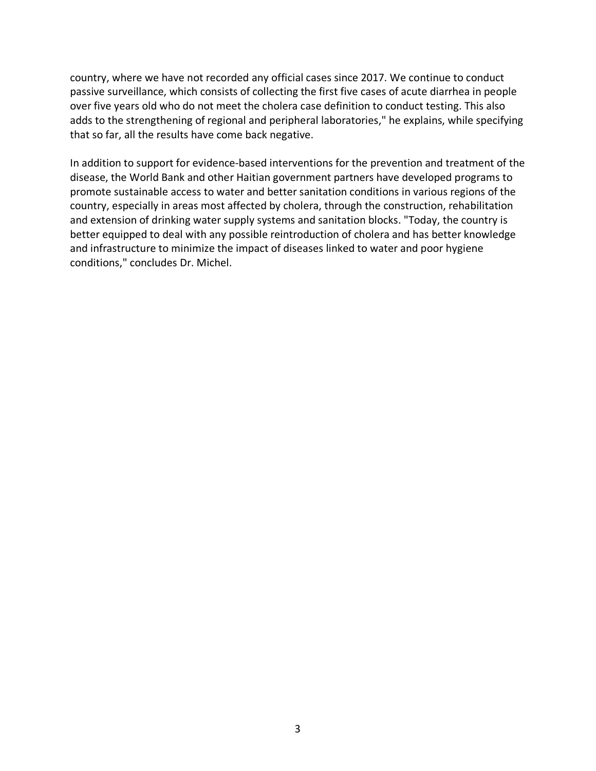country, where we have not recorded any official cases since 2017. We continue to conduct passive surveillance, which consists of collecting the first five cases of acute diarrhea in people over five years old who do not meet the cholera case definition to conduct testing. This also adds to the strengthening of regional and peripheral laboratories," he explains, while specifying that so far, all the results have come back negative.

In addition to support for evidence-based interventions for the prevention and treatment of the disease, the World Bank and other Haitian government partners have developed programs to promote sustainable access to water and better sanitation conditions in various regions of the country, especially in areas most affected by cholera, through the construction, rehabilitation and extension of drinking water supply systems and sanitation blocks. "Today, the country is better equipped to deal with any possible reintroduction of cholera and has better knowledge and infrastructure to minimize the impact of diseases linked to water and poor hygiene conditions," concludes Dr. Michel.